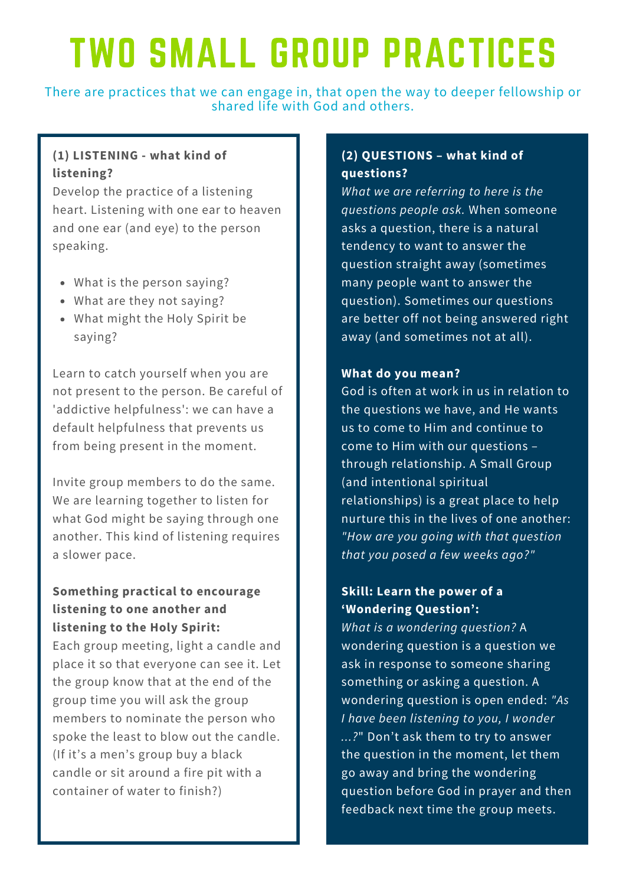# TWO SMALL GROUP PRACTICES

There are practices that we can engage in, that open the way to deeper fellowship or shared life with God and others.

**(1) LISTENING - what kind of listening?**

Develop the practice of a listening heart. Listening with one ear to heaven and one ear (and eye) to the person speaking.

- What is the person saying?
- What are they not saying?
- What might the Holy Spirit be saying?

Learn to catch yourself when you are not present to the person. Be careful of 'addictive helpfulness': we can have a default helpfulness that prevents us from being present in the moment.

Invite group members to do the same. We are learning together to listen for what God might be saying through one another. This kind of listening requires a slower pace.

**Something practical to encourage listening to one another and listening to the Holy Spirit:**

Each group meeting, light a candle and place it so that everyone can see it. Let the group know that at the end of the group time you will ask the group members to nominate the person who spoke the least to blow out the candle. (If it's a men's group buy a black candle or sit around a fire pit with a container of water to finish?)

**(2) QUESTIONS – what kind of questions?**

*What we are referring to here is the questions people ask.* When someone asks a question, there is a natural tendency to want to answer the question straight away (sometimes many people want to answer the question). Sometimes our questions are better off not being answered right away (and sometimes not at all).

**What do you mean?**

God is often at work in us in relation to the questions we have, and He wants us to come to Him and continue to come to Him with our questions – through relationship. A Small Group (and intentional spiritual relationships) is a great place to help nurture this in the lives of one another: *"How are you going with that question that you posed a few weeks ago?"*

**Skill: Learn the power of a 'Wondering Question':**

*What is a wondering question?* A wondering question is a question we ask in response to someone sharing something or asking a question. A wondering question is open ended: *"As I have been listening to you, I wonder ...?"* Don't ask them to try to answer the question in the moment, let them go away and bring the wondering question before God in prayer and then feedback next time the group meets.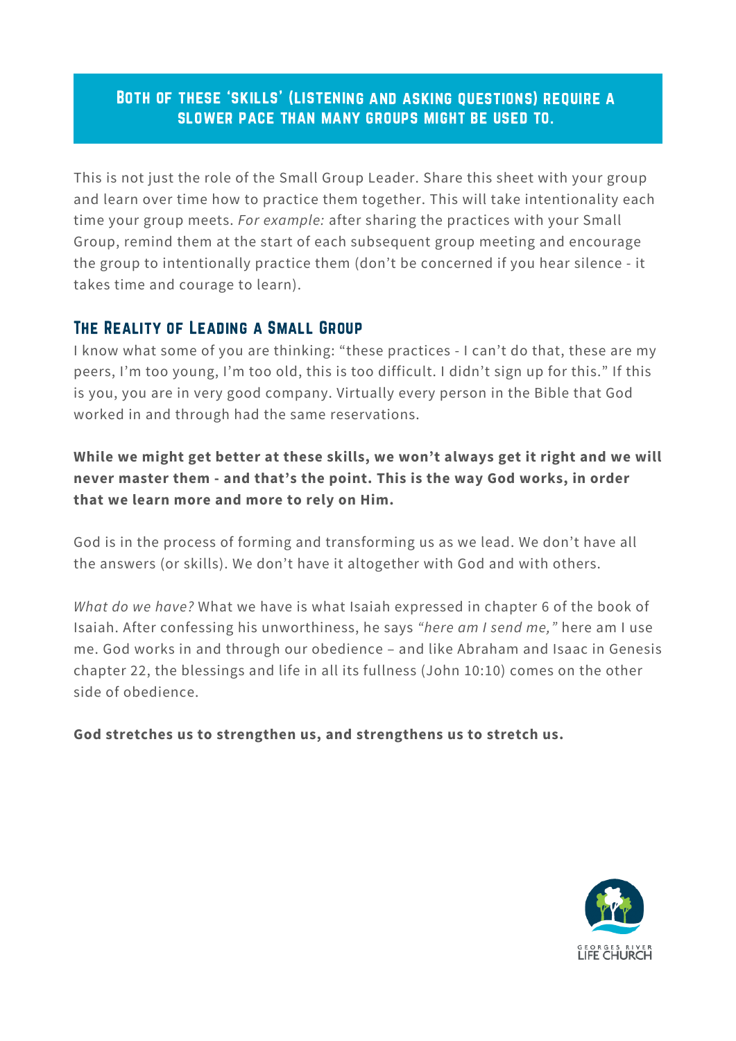**Both of these 'skills' (listening and asking questions) require a slower pace than many groups might be used to.**

This is not just the role of the Small Group Leader. Share this sheet with your group and learn over time how to practice them together. This will take intentionality each time your group meets. *For example:* after sharing the practices with your Small Group, remind them at the start of each subsequent group meeting and encourage the group to intentionally practice them (don't be concerned if you hear silence - it takes time and courage to learn).

## The Reality of Leading a Small Group

I know what some of you are thinking: "these practices - I can't do that, these are my peers, I'm too young, I'm too old, this is too difficult. I didn't sign up for this." If this is you, you are in very good company. Virtually every person in the Bible that God worked in and through had the same reservations.

**While we might get better at these skills, we won't always get it right and we will never master them - and that's the point. This is the way God works, in order that we learn more and more to rely on Him.**

God is in the process of forming and transforming us as we lead. We don't have all the answers (or skills). We don't have it altogether with God and with others.

*What do we have?* What we have is what Isaiah expressed in chapter 6 of the book of Isaiah. After confessing his unworthiness, he says *"here am I send me,"* here am I use me. God works in and through our obedience – and like Abraham and Isaac in Genesis chapter 22, the blessings and life in all its fullness (John 10:10) comes on the other side of obedience.

**God stretches us to strengthen us, and strengthens us to stretch us.**

GEORGES RIVER LIFE CHURCH